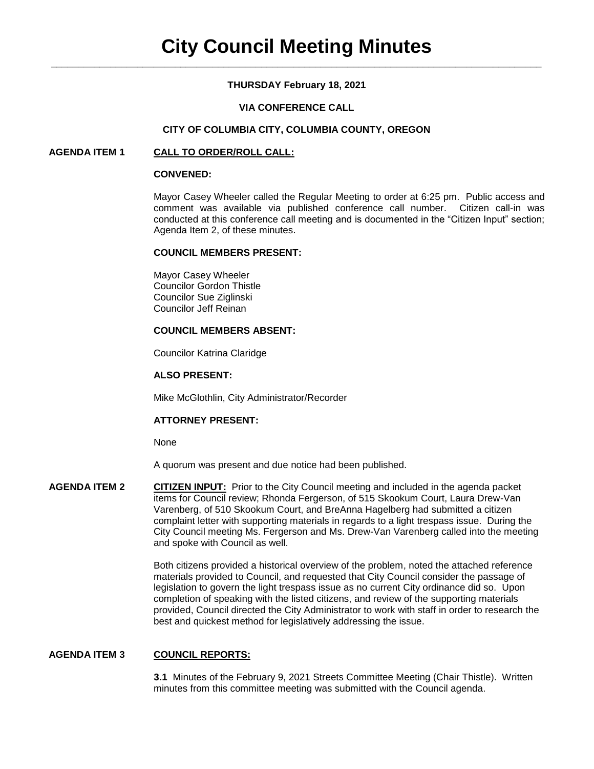# City Council Meeting Minutes

**THURSDAY February 18, 2021**

**VIA CONFERENCE CALL**

**CITY OF COLUMBIA CITY, COLUMBIA COUNTY, OREGON**

**AGENDA ITEM 1** **CALL TO ORDER/ROLL CALL:**

**CONVENED:**

Mayor Casey Wheeler called the Regular Meeting to order at 6:25 pm. Public access and comment was available via published conference call number. Citizen call-in was conducted at this conference call meeting and is documented in the "Citizen Input" section; Agenda Item 2, of these minutes.

**COUNCIL MEMBERS PRESENT:**

Mayor Casey Wheeler
Councilor Gordon Thistle
Councilor Sue Ziglinski
Councilor Jeff Reinan

**COUNCIL MEMBERS ABSENT:**

Councilor Katrina Claridge

**ALSO PRESENT:**

Mike McGlothlin, City Administrator/Recorder

**ATTORNEY PRESENT:**

None

A quorum was present and due notice had been published.

**AGENDA ITEM 2** **CITIZEN INPUT:** Prior to the City Council meeting and included in the agenda packet items for Council review; Rhonda Fergerson, of 515 Skookum Court, Laura Drew-Van Varenberg, of 510 Skookum Court, and BreAnna Hagelberg had submitted a citizen complaint letter with supporting materials in regards to a light trespass issue. During the City Council meeting Ms. Fergerson and Ms. Drew-Van Varenberg called into the meeting and spoke with Council as well.

Both citizens provided a historical overview of the problem, noted the attached reference materials provided to Council, and requested that City Council consider the passage of legislation to govern the light trespass issue as no current City ordinance did so. Upon completion of speaking with the listed citizens, and review of the supporting materials provided, Council directed the City Administrator to work with staff in order to research the best and quickest method for legislatively addressing the issue.

**AGENDA ITEM 3** **COUNCIL REPORTS:**

**3.1** Minutes of the February 9, 2021 Streets Committee Meeting (Chair Thistle). Written minutes from this committee meeting was submitted with the Council agenda.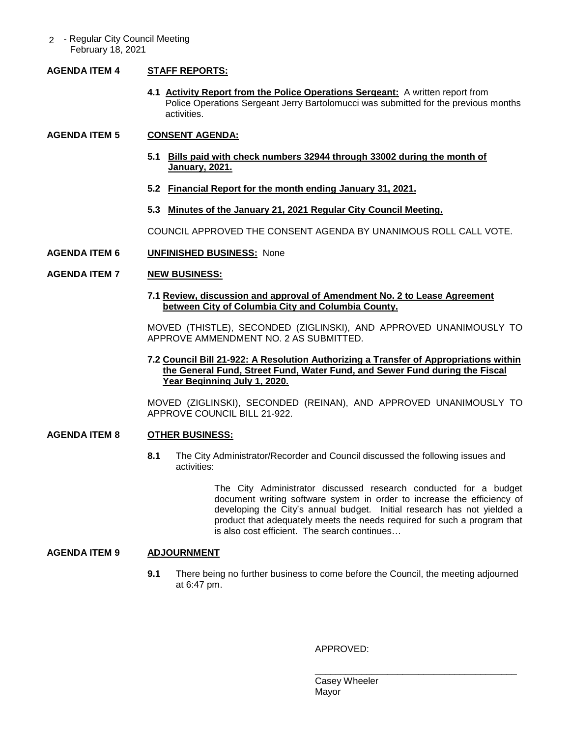**AGENDA ITEM 4** **STAFF REPORTS:**

**4.1 Activity Report from the Police Operations Sergeant:** A written report from Police Operations Sergeant Jerry Bartolomucci was submitted for the previous months activities.

**AGENDA ITEM 5** **CONSENT AGENDA:**

**5.1 Bills paid with check numbers 32944 through 33002 during the month of January, 2021.**

**5.2 Financial Report for the month ending January 31, 2021.**

**5.3 Minutes of the January 21, 2021 Regular City Council Meeting.**

COUNCIL APPROVED THE CONSENT AGENDA BY UNANIMOUS ROLL CALL VOTE.

**AGENDA ITEM 6** **UNFINISHED BUSINESS:** None

**AGENDA ITEM 7** **NEW BUSINESS:**

**7.1 Review, discussion and approval of Amendment No. 2 to Lease Agreement between City of Columbia City and Columbia County.**

MOVED (THISTLE), SECONDED (ZIGLINSKI), AND APPROVED UNANIMOUSLY TO APPROVE AMMENDMENT NO. 2 AS SUBMITTED.

**7.2 Council Bill 21-922: A Resolution Authorizing a Transfer of Appropriations within the General Fund, Street Fund, Water Fund, and Sewer Fund during the Fiscal Year Beginning July 1, 2020.**

MOVED (ZIGLINSKI), SECONDED (REINAN), AND APPROVED UNANIMOUSLY TO APPROVE COUNCIL BILL 21-922.

**AGENDA ITEM 8** **OTHER BUSINESS:**

**8.1** The City Administrator/Recorder and Council discussed the following issues and activities:

The City Administrator discussed research conducted for a budget document writing software system in order to increase the efficiency of developing the City's annual budget. Initial research has not yielded a product that adequately meets the needs required for such a program that is also cost efficient. The search continues…

**AGENDA ITEM 9** **ADJOURNMENT**

**9.1** There being no further business to come before the Council, the meeting adjourned at 6:47 pm.

APPROVED:

\_\_\_\_\_\_\_\_\_\_\_\_\_\_\_\_\_\_\_\_\_\_\_\_\_\_\_\_\_\_\_\_\_\_\_\_\_\_\_\_

Casey Wheeler
Mayor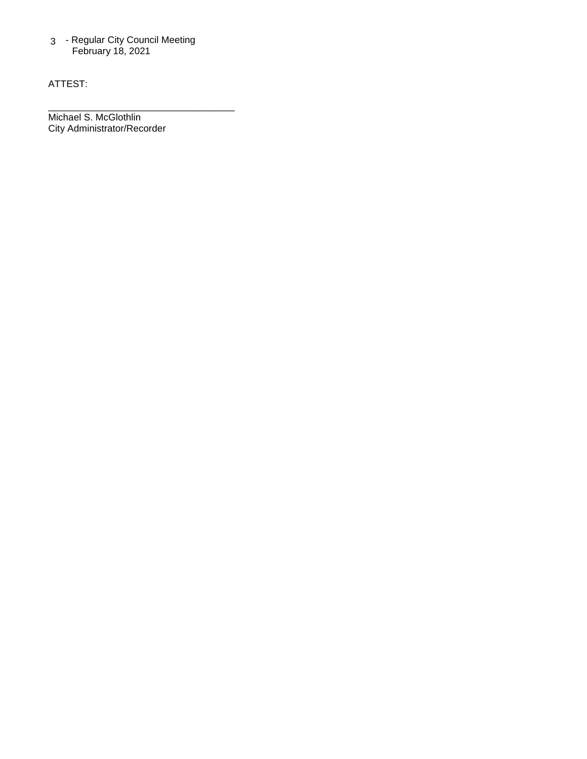ATTEST:

___________________________________
Michael S. McGlothlin
City Administrator/Recorder